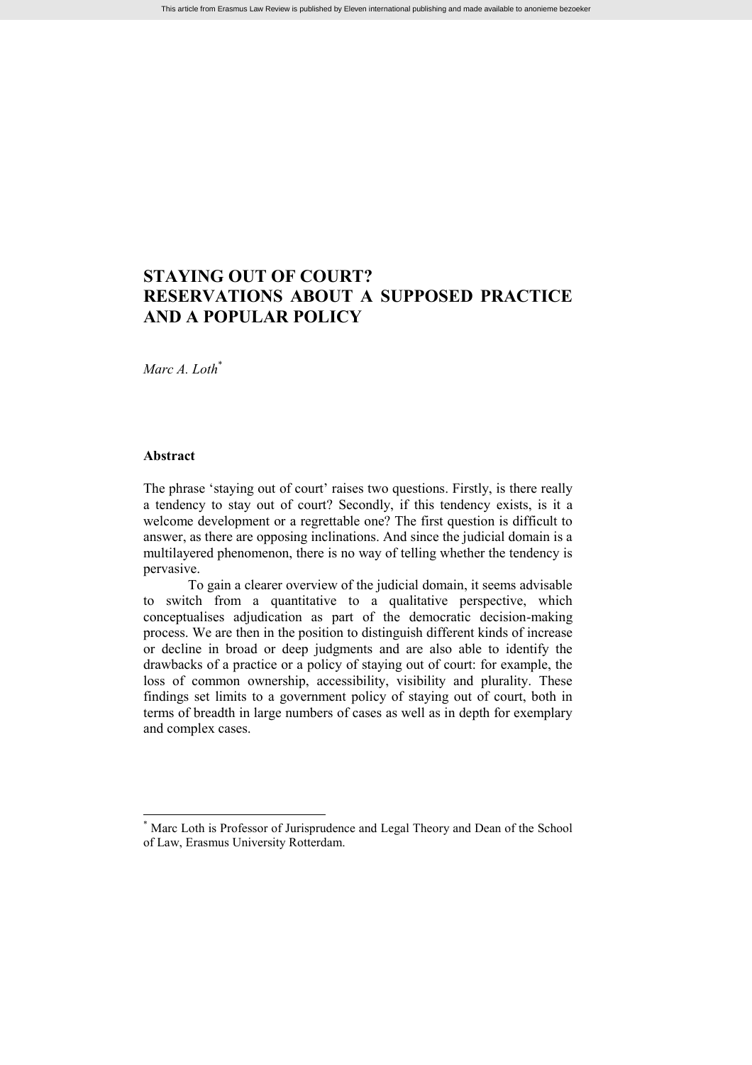# STAYING OUT OF COURT? RESERVATIONS ABOUT A SUPPOSED PRACTICE AND A POPULAR POLICY

*Marc A. Loth*[*]

## Abstract

The phrase 'staying out of court' raises two questions. Firstly, is there really a tendency to stay out of court? Secondly, if this tendency exists, is it a welcome development or a regrettable one? The first question is difficult to answer, as there are opposing inclinations. And since the judicial domain is a multilayered phenomenon, there is no way of telling whether the tendency is pervasive.

To gain a clearer overview of the judicial domain, it seems advisable to switch from a quantitative to a qualitative perspective, which conceptualises adjudication as part of the democratic decision-making process. We are then in the position to distinguish different kinds of increase or decline in broad or deep judgments and are also able to identify the drawbacks of a practice or a policy of staying out of court: for example, the loss of common ownership, accessibility, visibility and plurality. These findings set limits to a government policy of staying out of court, both in terms of breadth in large numbers of cases as well as in depth for exemplary and complex cases.

---

[*] Marc Loth is Professor of Jurisprudence and Legal Theory and Dean of the School of Law, Erasmus University Rotterdam.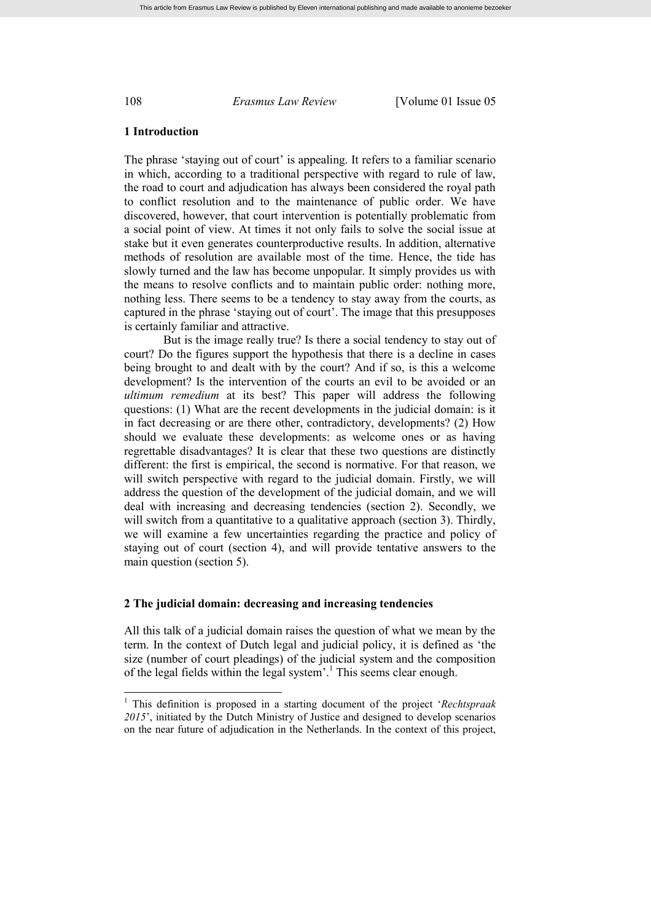## 1 Introduction

The phrase 'staying out of court' is appealing. It refers to a familiar scenario in which, according to a traditional perspective with regard to rule of law, the road to court and adjudication has always been considered the royal path to conflict resolution and to the maintenance of public order. We have discovered, however, that court intervention is potentially problematic from a social point of view. At times it not only fails to solve the social issue at stake but it even generates counterproductive results. In addition, alternative methods of resolution are available most of the time. Hence, the tide has slowly turned and the law has become unpopular. It simply provides us with the means to resolve conflicts and to maintain public order: nothing more, nothing less. There seems to be a tendency to stay away from the courts, as captured in the phrase 'staying out of court'. The image that this presupposes is certainly familiar and attractive.

But is the image really true? Is there a social tendency to stay out of court? Do the figures support the hypothesis that there is a decline in cases being brought to and dealt with by the court? And if so, is this a welcome development? Is the intervention of the courts an evil to be avoided or an *ultimum remedium* at its best? This paper will address the following questions: (1) What are the recent developments in the judicial domain: is it in fact decreasing or are there other, contradictory, developments? (2) How should we evaluate these developments: as welcome ones or as having regrettable disadvantages? It is clear that these two questions are distinctly different: the first is empirical, the second is normative. For that reason, we will switch perspective with regard to the judicial domain. Firstly, we will address the question of the development of the judicial domain, and we will deal with increasing and decreasing tendencies (section 2). Secondly, we will switch from a quantitative to a qualitative approach (section 3). Thirdly, we will examine a few uncertainties regarding the practice and policy of staying out of court (section 4), and will provide tentative answers to the main question (section 5).

## 2 The judicial domain: decreasing and increasing tendencies

All this talk of a judicial domain raises the question of what we mean by the term. In the context of Dutch legal and judicial policy, it is defined as 'the size (number of court pleadings) of the judicial system and the composition of the legal fields within the legal system'.[1] This seems clear enough.

[1] This definition is proposed in a starting document of the project '*Rechtspraak 2015*', initiated by the Dutch Ministry of Justice and designed to develop scenarios on the near future of adjudication in the Netherlands. In the context of this project,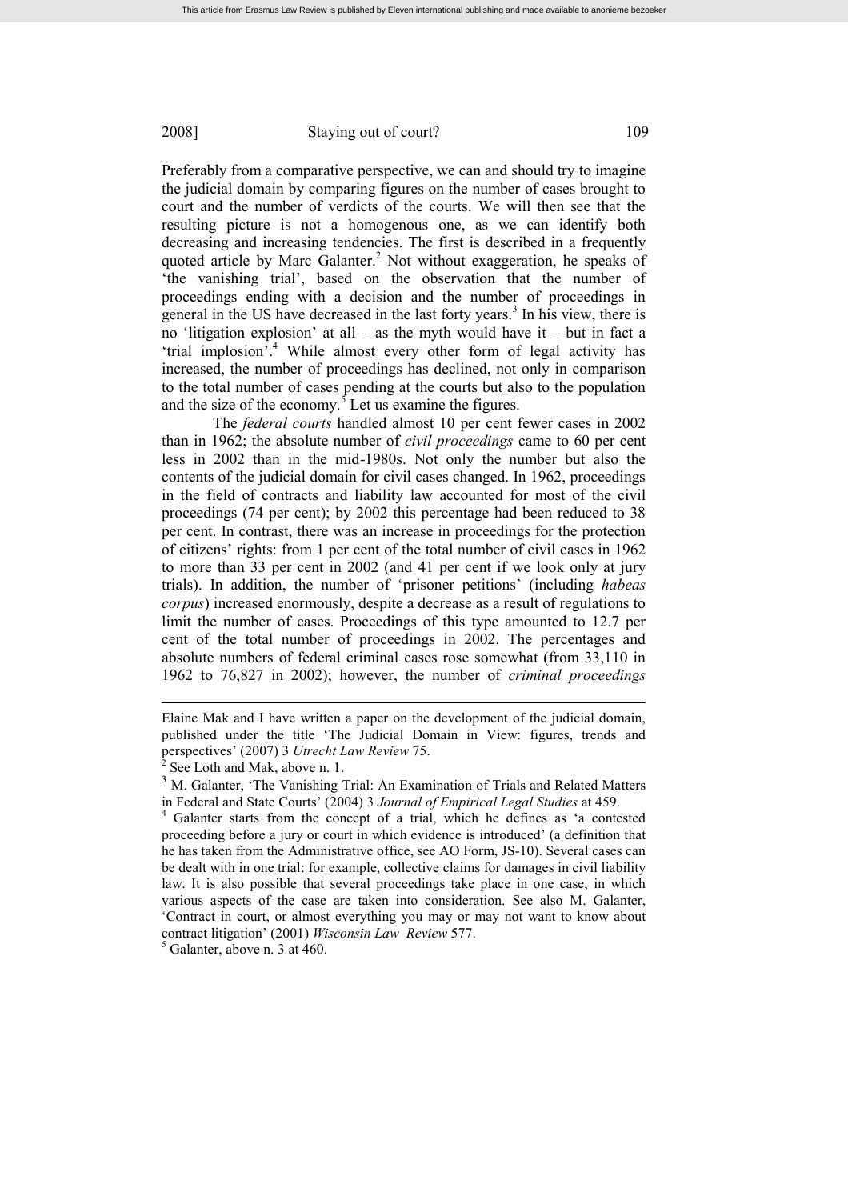Preferably from a comparative perspective, we can and should try to imagine the judicial domain by comparing figures on the number of cases brought to court and the number of verdicts of the courts. We will then see that the resulting picture is not a homogenous one, as we can identify both decreasing and increasing tendencies. The first is described in a frequently quoted article by Marc Galanter.[2] Not without exaggeration, he speaks of 'the vanishing trial', based on the observation that the number of proceedings ending with a decision and the number of proceedings in general in the US have decreased in the last forty years.[3] In his view, there is no 'litigation explosion' at all – as the myth would have it – but in fact a 'trial implosion'.[4] While almost every other form of legal activity has increased, the number of proceedings has declined, not only in comparison to the total number of cases pending at the courts but also to the population and the size of the economy.[5] Let us examine the figures.

The *federal courts* handled almost 10 per cent fewer cases in 2002 than in 1962; the absolute number of *civil proceedings* came to 60 per cent less in 2002 than in the mid-1980s. Not only the number but also the contents of the judicial domain for civil cases changed. In 1962, proceedings in the field of contracts and liability law accounted for most of the civil proceedings (74 per cent); by 2002 this percentage had been reduced to 38 per cent. In contrast, there was an increase in proceedings for the protection of citizens' rights: from 1 per cent of the total number of civil cases in 1962 to more than 33 per cent in 2002 (and 41 per cent if we look only at jury trials). In addition, the number of 'prisoner petitions' (including *habeas corpus*) increased enormously, despite a decrease as a result of regulations to limit the number of cases. Proceedings of this type amounted to 12.7 per cent of the total number of proceedings in 2002. The percentages and absolute numbers of federal criminal cases rose somewhat (from 33,110 in 1962 to 76,827 in 2002); however, the number of *criminal proceedings*

---

Elaine Mak and I have written a paper on the development of the judicial domain, published under the title 'The Judicial Domain in View: figures, trends and perspectives' (2007) 3 *Utrecht Law Review* 75.

[2] See Loth and Mak, above n. 1.

[3] M. Galanter, 'The Vanishing Trial: An Examination of Trials and Related Matters in Federal and State Courts' (2004) 3 *Journal of Empirical Legal Studies* at 459.

[4] Galanter starts from the concept of a trial, which he defines as 'a contested proceeding before a jury or court in which evidence is introduced' (a definition that he has taken from the Administrative office, see AO Form, JS-10). Several cases can be dealt with in one trial: for example, collective claims for damages in civil liability law. It is also possible that several proceedings take place in one case, in which various aspects of the case are taken into consideration. See also M. Galanter, 'Contract in court, or almost everything you may or may not want to know about contract litigation' (2001) *Wisconsin Law Review* 577.

[5] Galanter, above n. 3 at 460.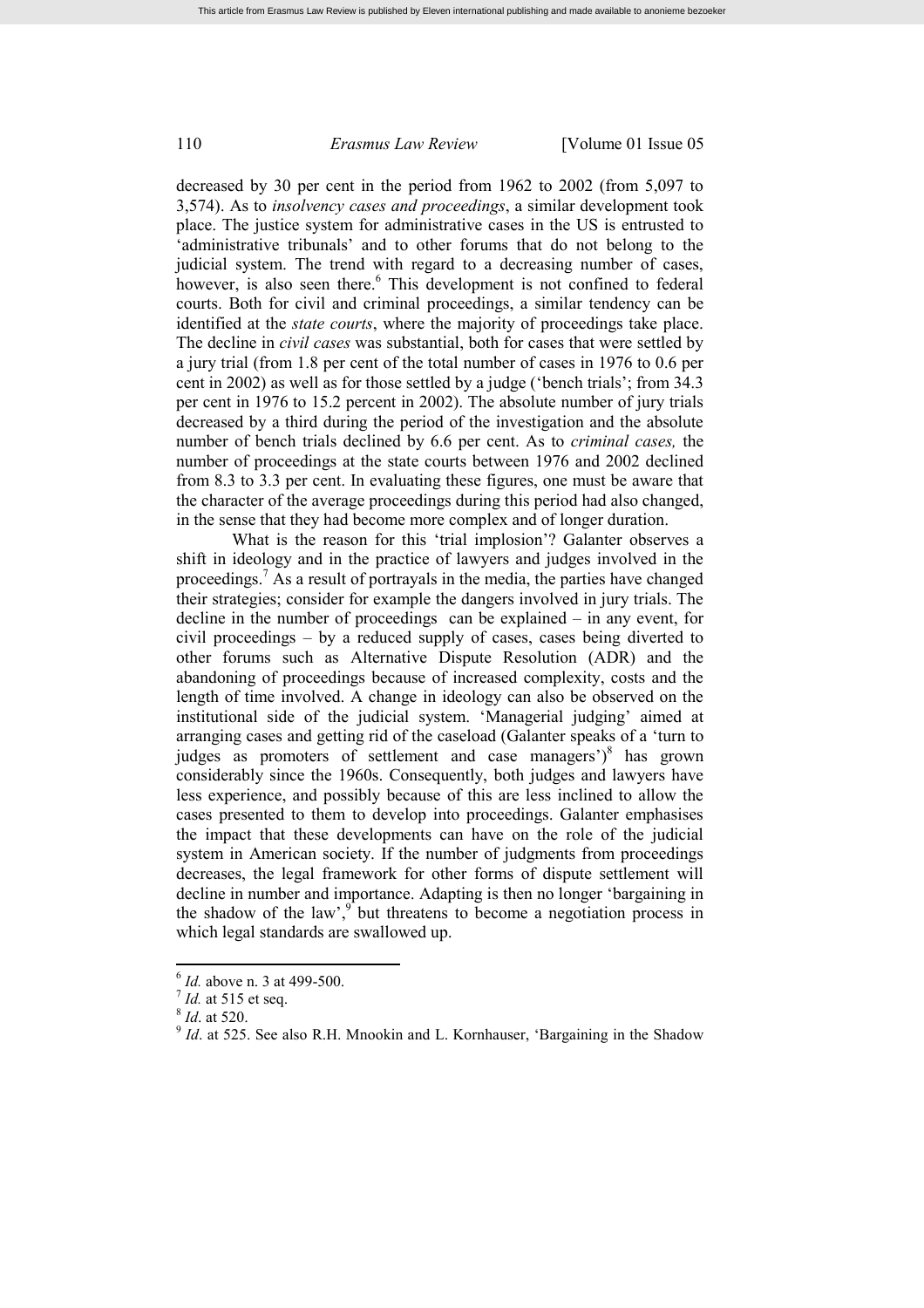decreased by 30 per cent in the period from 1962 to 2002 (from 5,097 to 3,574). As to *insolvency cases and proceedings*, a similar development took place. The justice system for administrative cases in the US is entrusted to 'administrative tribunals' and to other forums that do not belong to the judicial system. The trend with regard to a decreasing number of cases, however, is also seen there.[6] This development is not confined to federal courts. Both for civil and criminal proceedings, a similar tendency can be identified at the *state courts*, where the majority of proceedings take place. The decline in *civil cases* was substantial, both for cases that were settled by a jury trial (from 1.8 per cent of the total number of cases in 1976 to 0.6 per cent in 2002) as well as for those settled by a judge ('bench trials'; from 34.3 per cent in 1976 to 15.2 percent in 2002). The absolute number of jury trials decreased by a third during the period of the investigation and the absolute number of bench trials declined by 6.6 per cent. As to *criminal cases,* the number of proceedings at the state courts between 1976 and 2002 declined from 8.3 to 3.3 per cent. In evaluating these figures, one must be aware that the character of the average proceedings during this period had also changed, in the sense that they had become more complex and of longer duration.

What is the reason for this 'trial implosion'? Galanter observes a shift in ideology and in the practice of lawyers and judges involved in the proceedings.[7] As a result of portrayals in the media, the parties have changed their strategies; consider for example the dangers involved in jury trials. The decline in the number of proceedings can be explained – in any event, for civil proceedings – by a reduced supply of cases, cases being diverted to other forums such as Alternative Dispute Resolution (ADR) and the abandoning of proceedings because of increased complexity, costs and the length of time involved. A change in ideology can also be observed on the institutional side of the judicial system. 'Managerial judging' aimed at arranging cases and getting rid of the caseload (Galanter speaks of a 'turn to judges as promoters of settlement and case managers')[8] has grown considerably since the 1960s. Consequently, both judges and lawyers have less experience, and possibly because of this are less inclined to allow the cases presented to them to develop into proceedings. Galanter emphasises the impact that these developments can have on the role of the judicial system in American society. If the number of judgments from proceedings decreases, the legal framework for other forms of dispute settlement will decline in number and importance. Adapting is then no longer 'bargaining in the shadow of the law',[9] but threatens to become a negotiation process in which legal standards are swallowed up.

---

[6] *Id.* above n. 3 at 499-500.

[7] *Id.* at 515 et seq.

[8] *Id*. at 520.

[9] *Id*. at 525. See also R.H. Mnookin and L. Kornhauser, 'Bargaining in the Shadow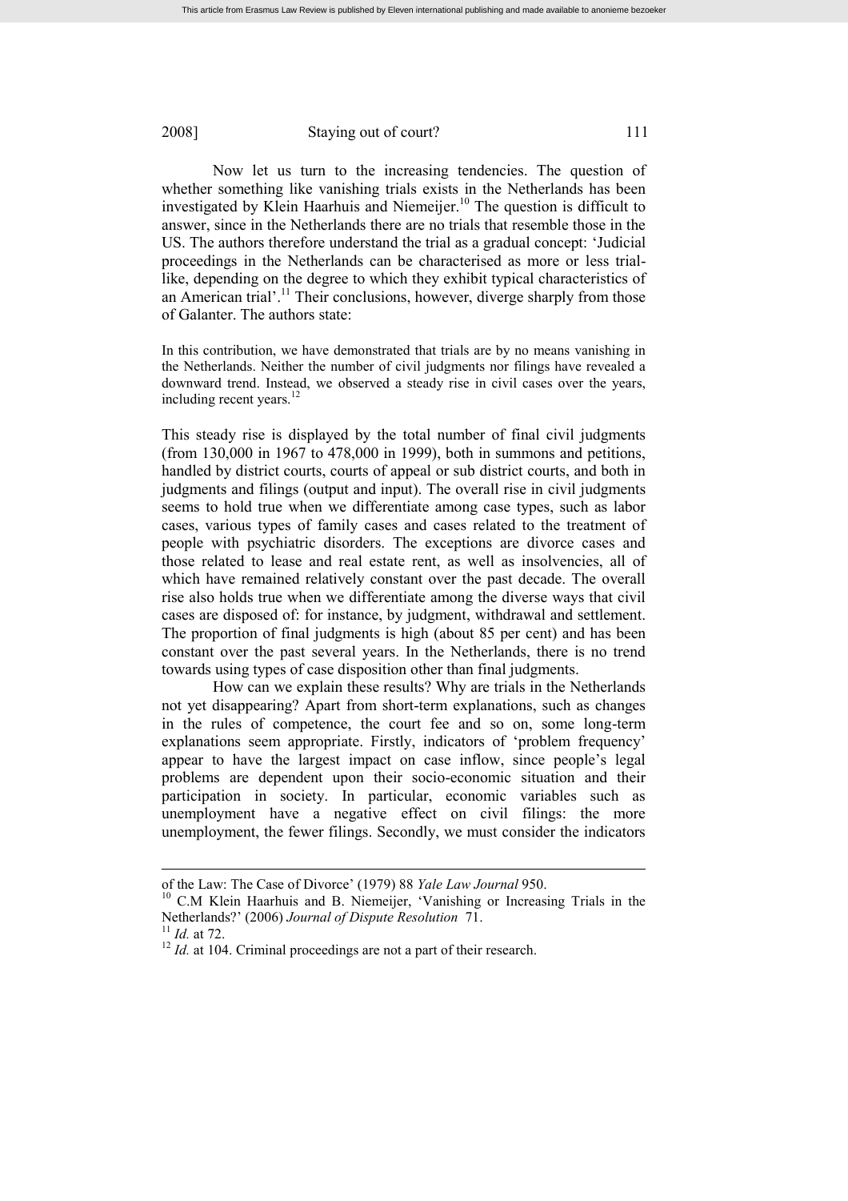Now let us turn to the increasing tendencies. The question of whether something like vanishing trials exists in the Netherlands has been investigated by Klein Haarhuis and Niemeijer.[10] The question is difficult to answer, since in the Netherlands there are no trials that resemble those in the US. The authors therefore understand the trial as a gradual concept: 'Judicial proceedings in the Netherlands can be characterised as more or less trial-like, depending on the degree to which they exhibit typical characteristics of an American trial'.[11] Their conclusions, however, diverge sharply from those of Galanter. The authors state:

> In this contribution, we have demonstrated that trials are by no means vanishing in the Netherlands. Neither the number of civil judgments nor filings have revealed a downward trend. Instead, we observed a steady rise in civil cases over the years, including recent years.[12]

This steady rise is displayed by the total number of final civil judgments (from 130,000 in 1967 to 478,000 in 1999), both in summons and petitions, handled by district courts, courts of appeal or sub district courts, and both in judgments and filings (output and input). The overall rise in civil judgments seems to hold true when we differentiate among case types, such as labor cases, various types of family cases and cases related to the treatment of people with psychiatric disorders. The exceptions are divorce cases and those related to lease and real estate rent, as well as insolvencies, all of which have remained relatively constant over the past decade. The overall rise also holds true when we differentiate among the diverse ways that civil cases are disposed of: for instance, by judgment, withdrawal and settlement. The proportion of final judgments is high (about 85 per cent) and has been constant over the past several years. In the Netherlands, there is no trend towards using types of case disposition other than final judgments.

How can we explain these results? Why are trials in the Netherlands not yet disappearing? Apart from short-term explanations, such as changes in the rules of competence, the court fee and so on, some long-term explanations seem appropriate. Firstly, indicators of 'problem frequency' appear to have the largest impact on case inflow, since people's legal problems are dependent upon their socio-economic situation and their participation in society. In particular, economic variables such as unemployment have a negative effect on civil filings: the more unemployment, the fewer filings. Secondly, we must consider the indicators

---

of the Law: The Case of Divorce' (1979) 88 *Yale Law Journal* 950.

[10] C.M Klein Haarhuis and B. Niemeijer, 'Vanishing or Increasing Trials in the Netherlands?' (2006) *Journal of Dispute Resolution* 71.

[11] *Id.* at 72.

[12] *Id.* at 104. Criminal proceedings are not a part of their research.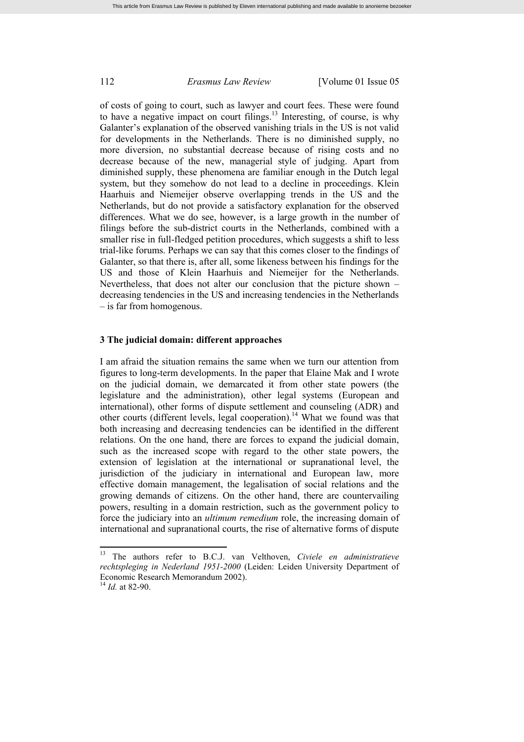of costs of going to court, such as lawyer and court fees. These were found to have a negative impact on court filings.[13] Interesting, of course, is why Galanter's explanation of the observed vanishing trials in the US is not valid for developments in the Netherlands. There is no diminished supply, no more diversion, no substantial decrease because of rising costs and no decrease because of the new, managerial style of judging. Apart from diminished supply, these phenomena are familiar enough in the Dutch legal system, but they somehow do not lead to a decline in proceedings. Klein Haarhuis and Niemeijer observe overlapping trends in the US and the Netherlands, but do not provide a satisfactory explanation for the observed differences. What we do see, however, is a large growth in the number of filings before the sub-district courts in the Netherlands, combined with a smaller rise in full-fledged petition procedures, which suggests a shift to less trial-like forums. Perhaps we can say that this comes closer to the findings of Galanter, so that there is, after all, some likeness between his findings for the US and those of Klein Haarhuis and Niemeijer for the Netherlands. Nevertheless, that does not alter our conclusion that the picture shown – decreasing tendencies in the US and increasing tendencies in the Netherlands – is far from homogenous.

## 3 The judicial domain: different approaches

I am afraid the situation remains the same when we turn our attention from figures to long-term developments. In the paper that Elaine Mak and I wrote on the judicial domain, we demarcated it from other state powers (the legislature and the administration), other legal systems (European and international), other forms of dispute settlement and counseling (ADR) and other courts (different levels, legal cooperation).[14] What we found was that both increasing and decreasing tendencies can be identified in the different relations. On the one hand, there are forces to expand the judicial domain, such as the increased scope with regard to the other state powers, the extension of legislation at the international or supranational level, the jurisdiction of the judiciary in international and European law, more effective domain management, the legalisation of social relations and the growing demands of citizens. On the other hand, there are countervailing powers, resulting in a domain restriction, such as the government policy to force the judiciary into an *ultimum remedium* role, the increasing domain of international and supranational courts, the rise of alternative forms of dispute

---

[13] The authors refer to B.C.J. van Velthoven, *Civiele en administratieve rechtspleging in Nederland 1951-2000* (Leiden: Leiden University Department of Economic Research Memorandum 2002).

[14] *Id.* at 82-90.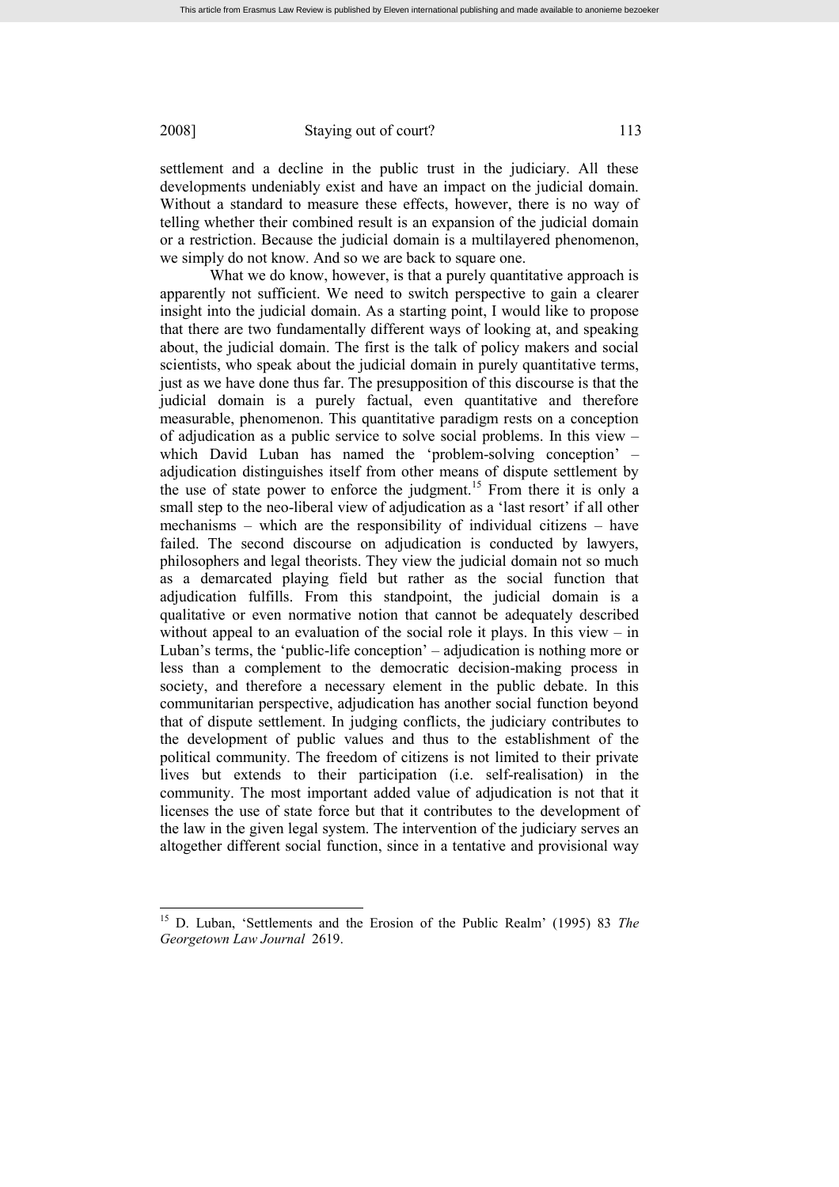settlement and a decline in the public trust in the judiciary. All these developments undeniably exist and have an impact on the judicial domain. Without a standard to measure these effects, however, there is no way of telling whether their combined result is an expansion of the judicial domain or a restriction. Because the judicial domain is a multilayered phenomenon, we simply do not know. And so we are back to square one.

What we do know, however, is that a purely quantitative approach is apparently not sufficient. We need to switch perspective to gain a clearer insight into the judicial domain. As a starting point, I would like to propose that there are two fundamentally different ways of looking at, and speaking about, the judicial domain. The first is the talk of policy makers and social scientists, who speak about the judicial domain in purely quantitative terms, just as we have done thus far. The presupposition of this discourse is that the judicial domain is a purely factual, even quantitative and therefore measurable, phenomenon. This quantitative paradigm rests on a conception of adjudication as a public service to solve social problems. In this view – which David Luban has named the 'problem-solving conception' – adjudication distinguishes itself from other means of dispute settlement by the use of state power to enforce the judgment.[15] From there it is only a small step to the neo-liberal view of adjudication as a 'last resort' if all other mechanisms – which are the responsibility of individual citizens – have failed. The second discourse on adjudication is conducted by lawyers, philosophers and legal theorists. They view the judicial domain not so much as a demarcated playing field but rather as the social function that adjudication fulfills. From this standpoint, the judicial domain is a qualitative or even normative notion that cannot be adequately described without appeal to an evaluation of the social role it plays. In this view – in Luban's terms, the 'public-life conception' – adjudication is nothing more or less than a complement to the democratic decision-making process in society, and therefore a necessary element in the public debate. In this communitarian perspective, adjudication has another social function beyond that of dispute settlement. In judging conflicts, the judiciary contributes to the development of public values and thus to the establishment of the political community. The freedom of citizens is not limited to their private lives but extends to their participation (i.e. self-realisation) in the community. The most important added value of adjudication is not that it licenses the use of state force but that it contributes to the development of the law in the given legal system. The intervention of the judiciary serves an altogether different social function, since in a tentative and provisional way

---

[15] D. Luban, 'Settlements and the Erosion of the Public Realm' (1995) 83 *The Georgetown Law Journal* 2619.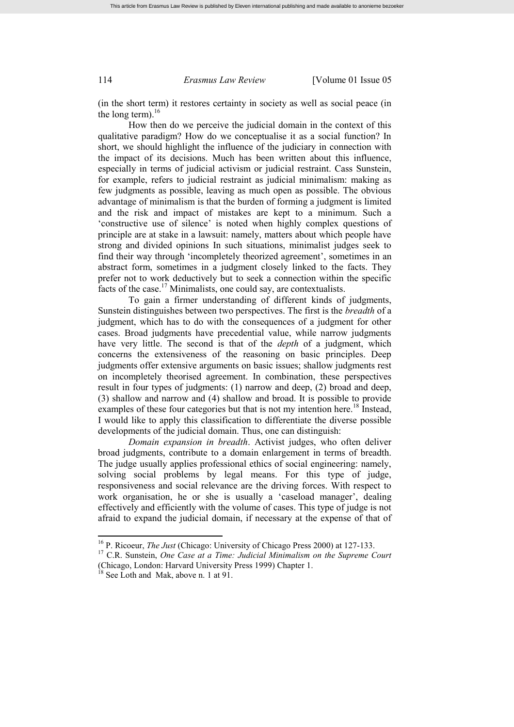(in the short term) it restores certainty in society as well as social peace (in the long term).[16]

How then do we perceive the judicial domain in the context of this qualitative paradigm? How do we conceptualise it as a social function? In short, we should highlight the influence of the judiciary in connection with the impact of its decisions. Much has been written about this influence, especially in terms of judicial activism or judicial restraint. Cass Sunstein, for example, refers to judicial restraint as judicial minimalism: making as few judgments as possible, leaving as much open as possible. The obvious advantage of minimalism is that the burden of forming a judgment is limited and the risk and impact of mistakes are kept to a minimum. Such a 'constructive use of silence' is noted when highly complex questions of principle are at stake in a lawsuit: namely, matters about which people have strong and divided opinions In such situations, minimalist judges seek to find their way through 'incompletely theorized agreement', sometimes in an abstract form, sometimes in a judgment closely linked to the facts. They prefer not to work deductively but to seek a connection within the specific facts of the case.[17] Minimalists, one could say, are contextualists.

To gain a firmer understanding of different kinds of judgments, Sunstein distinguishes between two perspectives. The first is the *breadth* of a judgment, which has to do with the consequences of a judgment for other cases. Broad judgments have precedential value, while narrow judgments have very little. The second is that of the *depth* of a judgment, which concerns the extensiveness of the reasoning on basic principles. Deep judgments offer extensive arguments on basic issues; shallow judgments rest on incompletely theorised agreement. In combination, these perspectives result in four types of judgments: (1) narrow and deep, (2) broad and deep, (3) shallow and narrow and (4) shallow and broad. It is possible to provide examples of these four categories but that is not my intention here.[18] Instead, I would like to apply this classification to differentiate the diverse possible developments of the judicial domain. Thus, one can distinguish:

*Domain expansion in breadth*. Activist judges, who often deliver broad judgments, contribute to a domain enlargement in terms of breadth. The judge usually applies professional ethics of social engineering: namely, solving social problems by legal means. For this type of judge, responsiveness and social relevance are the driving forces. With respect to work organisation, he or she is usually a 'caseload manager', dealing effectively and efficiently with the volume of cases. This type of judge is not afraid to expand the judicial domain, if necessary at the expense of that of

---

[16] P. Ricoeur, *The Just* (Chicago: University of Chicago Press 2000) at 127-133.

[17] C.R. Sunstein, *One Case at a Time: Judicial Minimalism on the Supreme Court* (Chicago, London: Harvard University Press 1999) Chapter 1.

[18] See Loth and Mak, above n. 1 at 91.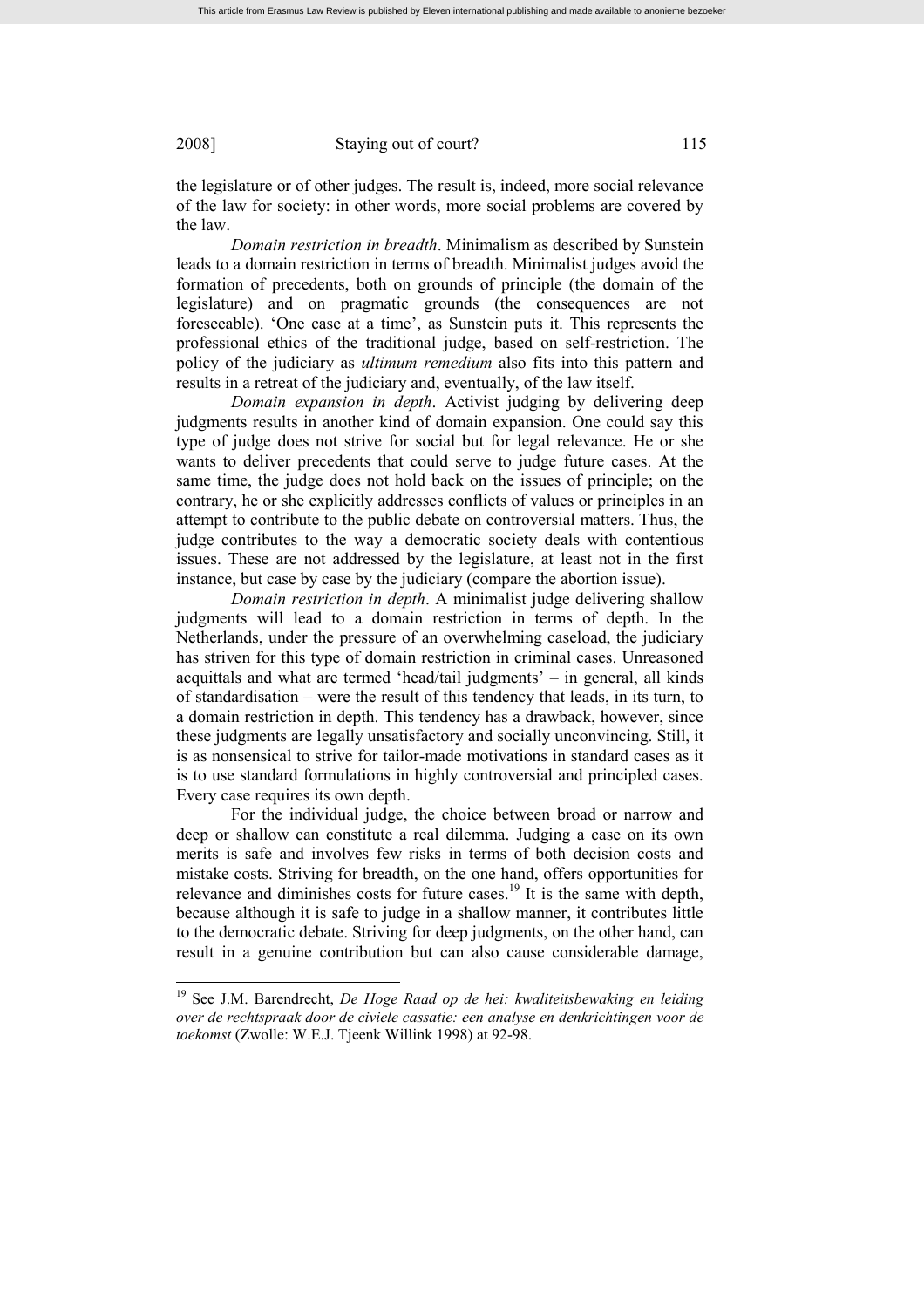the legislature or of other judges. The result is, indeed, more social relevance of the law for society: in other words, more social problems are covered by the law.

*Domain restriction in breadth*. Minimalism as described by Sunstein leads to a domain restriction in terms of breadth. Minimalist judges avoid the formation of precedents, both on grounds of principle (the domain of the legislature) and on pragmatic grounds (the consequences are not foreseeable). 'One case at a time', as Sunstein puts it. This represents the professional ethics of the traditional judge, based on self-restriction. The policy of the judiciary as *ultimum remedium* also fits into this pattern and results in a retreat of the judiciary and, eventually, of the law itself.

*Domain expansion in depth*. Activist judging by delivering deep judgments results in another kind of domain expansion. One could say this type of judge does not strive for social but for legal relevance. He or she wants to deliver precedents that could serve to judge future cases. At the same time, the judge does not hold back on the issues of principle; on the contrary, he or she explicitly addresses conflicts of values or principles in an attempt to contribute to the public debate on controversial matters. Thus, the judge contributes to the way a democratic society deals with contentious issues. These are not addressed by the legislature, at least not in the first instance, but case by case by the judiciary (compare the abortion issue).

*Domain restriction in depth*. A minimalist judge delivering shallow judgments will lead to a domain restriction in terms of depth. In the Netherlands, under the pressure of an overwhelming caseload, the judiciary has striven for this type of domain restriction in criminal cases. Unreasoned acquittals and what are termed 'head/tail judgments' – in general, all kinds of standardisation – were the result of this tendency that leads, in its turn, to a domain restriction in depth. This tendency has a drawback, however, since these judgments are legally unsatisfactory and socially unconvincing. Still, it is as nonsensical to strive for tailor-made motivations in standard cases as it is to use standard formulations in highly controversial and principled cases. Every case requires its own depth.

For the individual judge, the choice between broad or narrow and deep or shallow can constitute a real dilemma. Judging a case on its own merits is safe and involves few risks in terms of both decision costs and mistake costs. Striving for breadth, on the one hand, offers opportunities for relevance and diminishes costs for future cases.[19] It is the same with depth, because although it is safe to judge in a shallow manner, it contributes little to the democratic debate. Striving for deep judgments, on the other hand, can result in a genuine contribution but can also cause considerable damage,

---

[19] See J.M. Barendrecht, *De Hoge Raad op de hei: kwaliteitsbewaking en leiding over de rechtspraak door de civiele cassatie: een analyse en denkrichtingen voor de toekomst* (Zwolle: W.E.J. Tjeenk Willink 1998) at 92-98.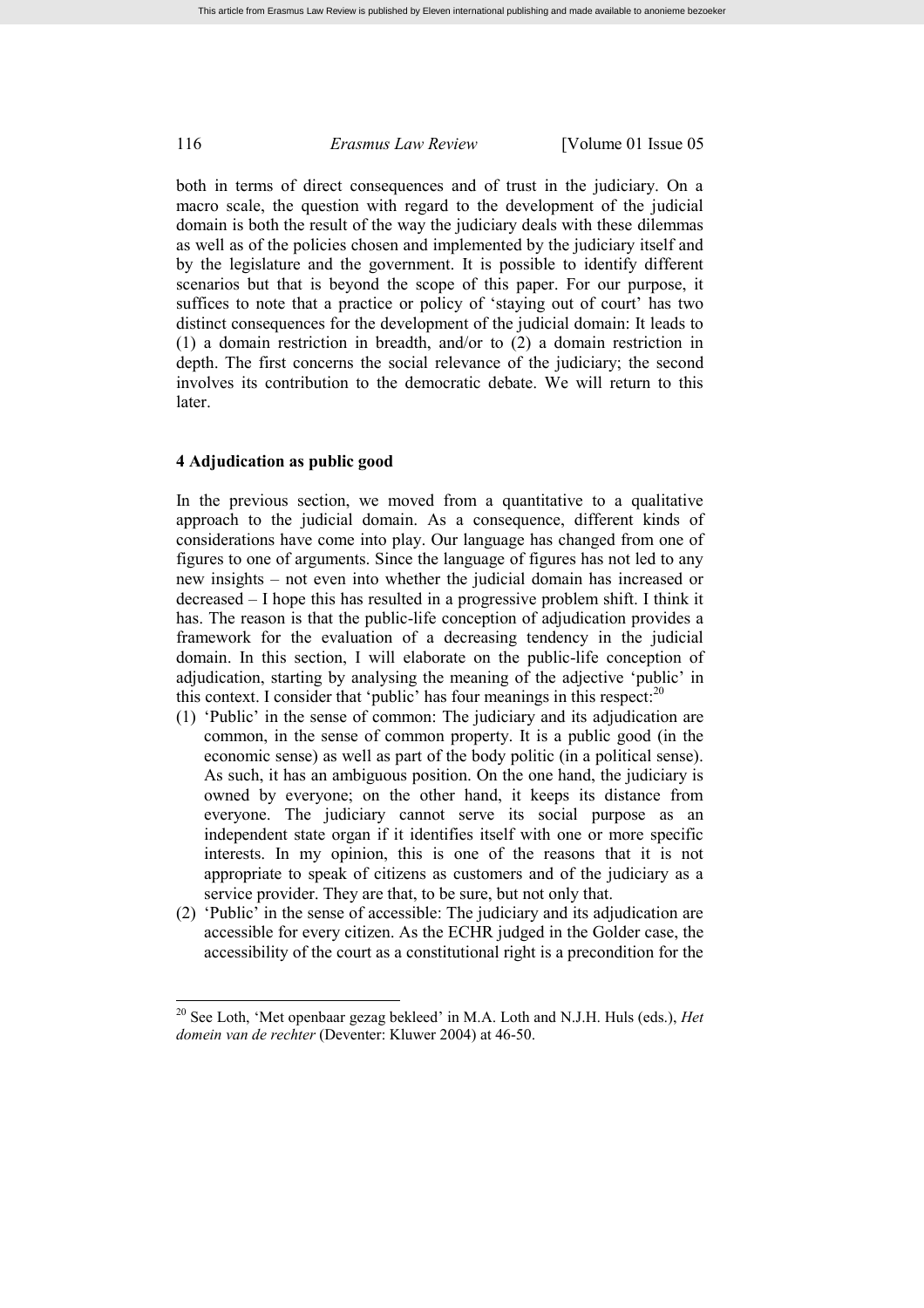both in terms of direct consequences and of trust in the judiciary. On a macro scale, the question with regard to the development of the judicial domain is both the result of the way the judiciary deals with these dilemmas as well as of the policies chosen and implemented by the judiciary itself and by the legislature and the government. It is possible to identify different scenarios but that is beyond the scope of this paper. For our purpose, it suffices to note that a practice or policy of 'staying out of court' has two distinct consequences for the development of the judicial domain: It leads to (1) a domain restriction in breadth, and/or to (2) a domain restriction in depth. The first concerns the social relevance of the judiciary; the second involves its contribution to the democratic debate. We will return to this later.

## 4 Adjudication as public good

In the previous section, we moved from a quantitative to a qualitative approach to the judicial domain. As a consequence, different kinds of considerations have come into play. Our language has changed from one of figures to one of arguments. Since the language of figures has not led to any new insights – not even into whether the judicial domain has increased or decreased – I hope this has resulted in a progressive problem shift. I think it has. The reason is that the public-life conception of adjudication provides a framework for the evaluation of a decreasing tendency in the judicial domain. In this section, I will elaborate on the public-life conception of adjudication, starting by analysing the meaning of the adjective 'public' in this context. I consider that 'public' has four meanings in this respect:[20]

(1) 'Public' in the sense of common: The judiciary and its adjudication are common, in the sense of common property. It is a public good (in the economic sense) as well as part of the body politic (in a political sense). As such, it has an ambiguous position. On the one hand, the judiciary is owned by everyone; on the other hand, it keeps its distance from everyone. The judiciary cannot serve its social purpose as an independent state organ if it identifies itself with one or more specific interests. In my opinion, this is one of the reasons that it is not appropriate to speak of citizens as customers and of the judiciary as a service provider. They are that, to be sure, but not only that.

(2) 'Public' in the sense of accessible: The judiciary and its adjudication are accessible for every citizen. As the ECHR judged in the Golder case, the accessibility of the court as a constitutional right is a precondition for the

[20] See Loth, 'Met openbaar gezag bekleed' in M.A. Loth and N.J.H. Huls (eds.), *Het domein van de rechter* (Deventer: Kluwer 2004) at 46-50.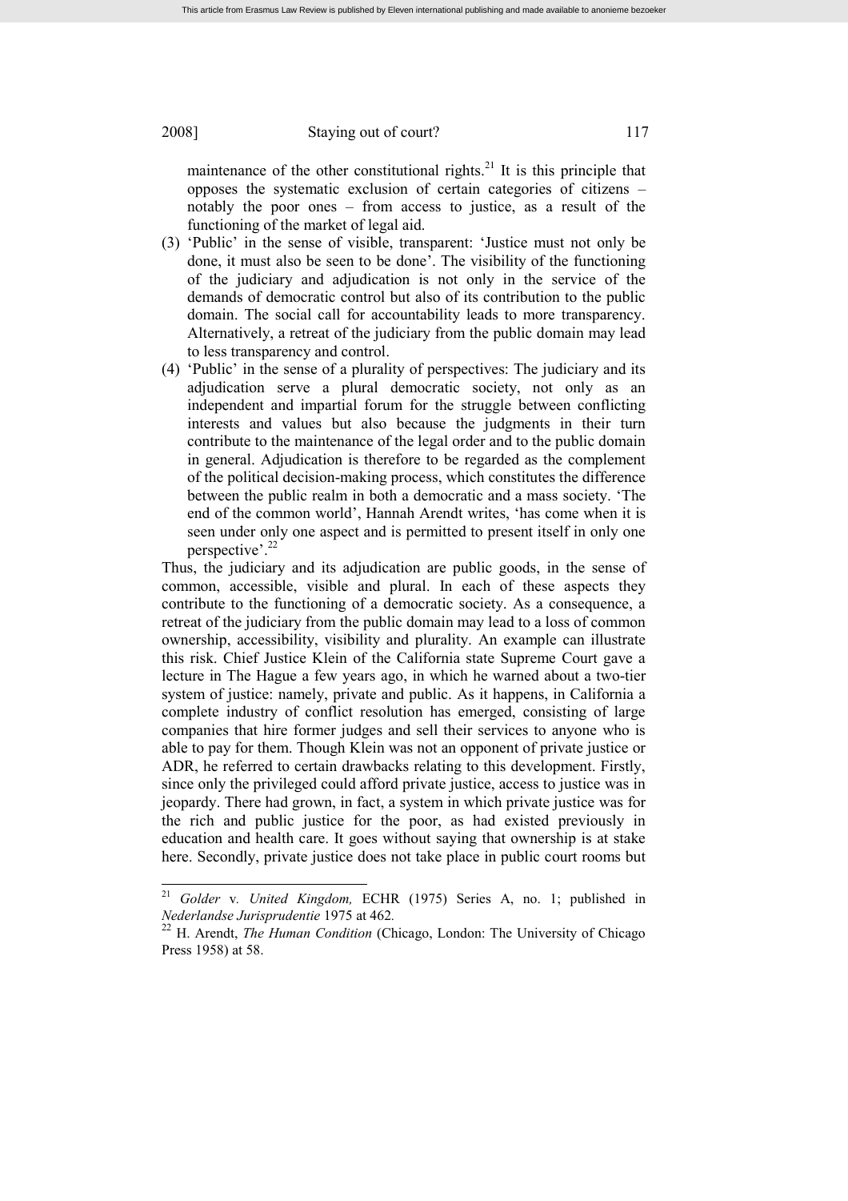maintenance of the other constitutional rights.[21] It is this principle that opposes the systematic exclusion of certain categories of citizens – notably the poor ones – from access to justice, as a result of the functioning of the market of legal aid.

(3) 'Public' in the sense of visible, transparent: 'Justice must not only be done, it must also be seen to be done'. The visibility of the functioning of the judiciary and adjudication is not only in the service of the demands of democratic control but also of its contribution to the public domain. The social call for accountability leads to more transparency. Alternatively, a retreat of the judiciary from the public domain may lead to less transparency and control.

(4) 'Public' in the sense of a plurality of perspectives: The judiciary and its adjudication serve a plural democratic society, not only as an independent and impartial forum for the struggle between conflicting interests and values but also because the judgments in their turn contribute to the maintenance of the legal order and to the public domain in general. Adjudication is therefore to be regarded as the complement of the political decision-making process, which constitutes the difference between the public realm in both a democratic and a mass society. 'The end of the common world', Hannah Arendt writes, 'has come when it is seen under only one aspect and is permitted to present itself in only one perspective'.[22]

Thus, the judiciary and its adjudication are public goods, in the sense of common, accessible, visible and plural. In each of these aspects they contribute to the functioning of a democratic society. As a consequence, a retreat of the judiciary from the public domain may lead to a loss of common ownership, accessibility, visibility and plurality. An example can illustrate this risk. Chief Justice Klein of the California state Supreme Court gave a lecture in The Hague a few years ago, in which he warned about a two-tier system of justice: namely, private and public. As it happens, in California a complete industry of conflict resolution has emerged, consisting of large companies that hire former judges and sell their services to anyone who is able to pay for them. Though Klein was not an opponent of private justice or ADR, he referred to certain drawbacks relating to this development. Firstly, since only the privileged could afford private justice, access to justice was in jeopardy. There had grown, in fact, a system in which private justice was for the rich and public justice for the poor, as had existed previously in education and health care. It goes without saying that ownership is at stake here. Secondly, private justice does not take place in public court rooms but

---

[21] *Golder* v. *United Kingdom,* ECHR (1975) Series A, no. 1; published in *Nederlandse Jurisprudentie* 1975 at 462.

[22] H. Arendt, *The Human Condition* (Chicago, London: The University of Chicago Press 1958) at 58.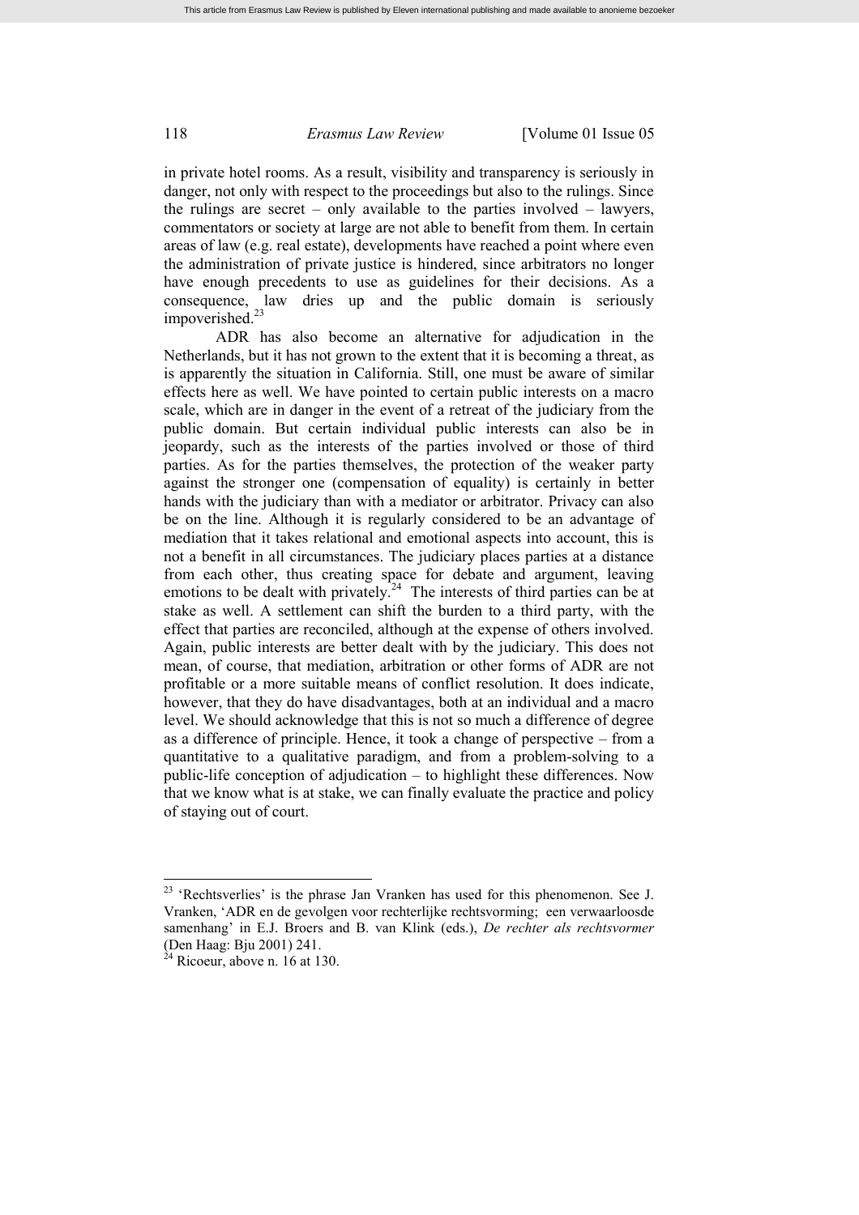in private hotel rooms. As a result, visibility and transparency is seriously in danger, not only with respect to the proceedings but also to the rulings. Since the rulings are secret – only available to the parties involved – lawyers, commentators or society at large are not able to benefit from them. In certain areas of law (e.g. real estate), developments have reached a point where even the administration of private justice is hindered, since arbitrators no longer have enough precedents to use as guidelines for their decisions. As a consequence, law dries up and the public domain is seriously impoverished.[23]

ADR has also become an alternative for adjudication in the Netherlands, but it has not grown to the extent that it is becoming a threat, as is apparently the situation in California. Still, one must be aware of similar effects here as well. We have pointed to certain public interests on a macro scale, which are in danger in the event of a retreat of the judiciary from the public domain. But certain individual public interests can also be in jeopardy, such as the interests of the parties involved or those of third parties. As for the parties themselves, the protection of the weaker party against the stronger one (compensation of equality) is certainly in better hands with the judiciary than with a mediator or arbitrator. Privacy can also be on the line. Although it is regularly considered to be an advantage of mediation that it takes relational and emotional aspects into account, this is not a benefit in all circumstances. The judiciary places parties at a distance from each other, thus creating space for debate and argument, leaving emotions to be dealt with privately.[24] The interests of third parties can be at stake as well. A settlement can shift the burden to a third party, with the effect that parties are reconciled, although at the expense of others involved. Again, public interests are better dealt with by the judiciary. This does not mean, of course, that mediation, arbitration or other forms of ADR are not profitable or a more suitable means of conflict resolution. It does indicate, however, that they do have disadvantages, both at an individual and a macro level. We should acknowledge that this is not so much a difference of degree as a difference of principle. Hence, it took a change of perspective – from a quantitative to a qualitative paradigm, and from a problem-solving to a public-life conception of adjudication – to highlight these differences. Now that we know what is at stake, we can finally evaluate the practice and policy of staying out of court.

---

[23] 'Rechtsverlies' is the phrase Jan Vranken has used for this phenomenon. See J. Vranken, 'ADR en de gevolgen voor rechterlijke rechtsvorming; een verwaarloosde samenhang' in E.J. Broers and B. van Klink (eds.), *De rechter als rechtsvormer* (Den Haag: Bju 2001) 241.

[24] Ricoeur, above n. 16 at 130.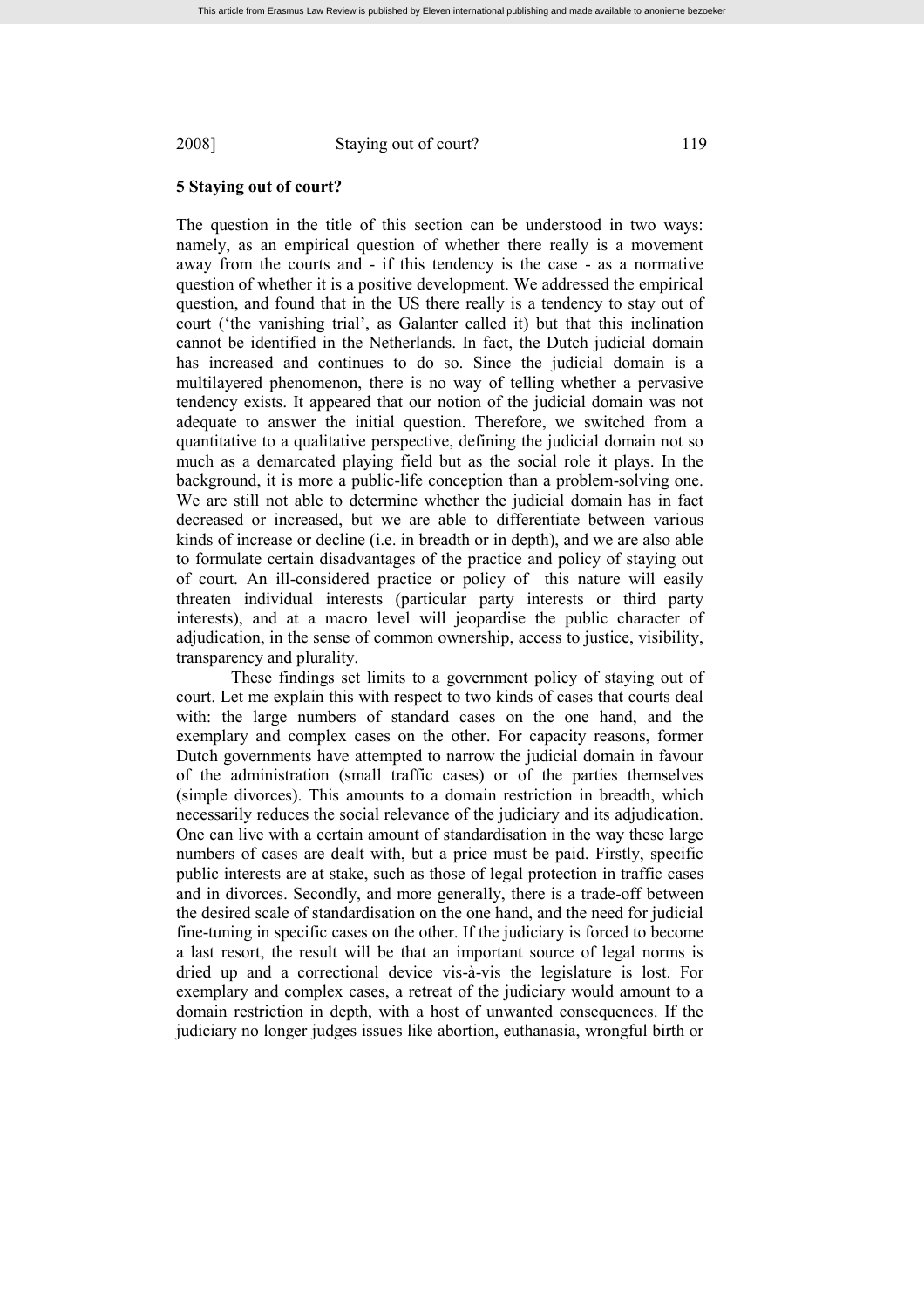## 5 Staying out of court?

The question in the title of this section can be understood in two ways: namely, as an empirical question of whether there really is a movement away from the courts and - if this tendency is the case - as a normative question of whether it is a positive development. We addressed the empirical question, and found that in the US there really is a tendency to stay out of court ('the vanishing trial', as Galanter called it) but that this inclination cannot be identified in the Netherlands. In fact, the Dutch judicial domain has increased and continues to do so. Since the judicial domain is a multilayered phenomenon, there is no way of telling whether a pervasive tendency exists. It appeared that our notion of the judicial domain was not adequate to answer the initial question. Therefore, we switched from a quantitative to a qualitative perspective, defining the judicial domain not so much as a demarcated playing field but as the social role it plays. In the background, it is more a public-life conception than a problem-solving one. We are still not able to determine whether the judicial domain has in fact decreased or increased, but we are able to differentiate between various kinds of increase or decline (i.e. in breadth or in depth), and we are also able to formulate certain disadvantages of the practice and policy of staying out of court. An ill-considered practice or policy of this nature will easily threaten individual interests (particular party interests or third party interests), and at a macro level will jeopardise the public character of adjudication, in the sense of common ownership, access to justice, visibility, transparency and plurality.

These findings set limits to a government policy of staying out of court. Let me explain this with respect to two kinds of cases that courts deal with: the large numbers of standard cases on the one hand, and the exemplary and complex cases on the other. For capacity reasons, former Dutch governments have attempted to narrow the judicial domain in favour of the administration (small traffic cases) or of the parties themselves (simple divorces). This amounts to a domain restriction in breadth, which necessarily reduces the social relevance of the judiciary and its adjudication. One can live with a certain amount of standardisation in the way these large numbers of cases are dealt with, but a price must be paid. Firstly, specific public interests are at stake, such as those of legal protection in traffic cases and in divorces. Secondly, and more generally, there is a trade-off between the desired scale of standardisation on the one hand, and the need for judicial fine-tuning in specific cases on the other. If the judiciary is forced to become a last resort, the result will be that an important source of legal norms is dried up and a correctional device vis-à-vis the legislature is lost. For exemplary and complex cases, a retreat of the judiciary would amount to a domain restriction in depth, with a host of unwanted consequences. If the judiciary no longer judges issues like abortion, euthanasia, wrongful birth or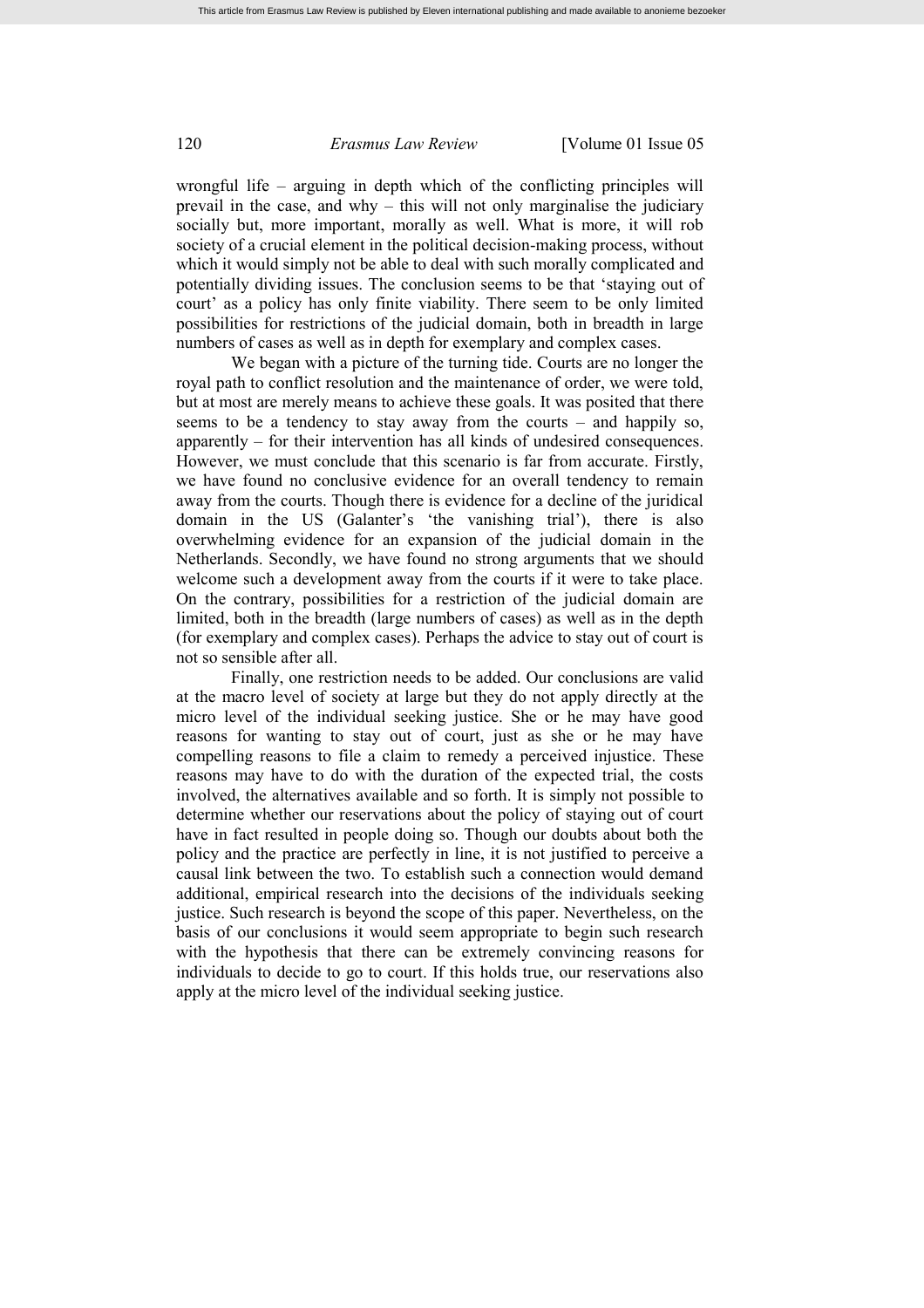wrongful life – arguing in depth which of the conflicting principles will prevail in the case, and why – this will not only marginalise the judiciary socially but, more important, morally as well. What is more, it will rob society of a crucial element in the political decision-making process, without which it would simply not be able to deal with such morally complicated and potentially dividing issues. The conclusion seems to be that 'staying out of court' as a policy has only finite viability. There seem to be only limited possibilities for restrictions of the judicial domain, both in breadth in large numbers of cases as well as in depth for exemplary and complex cases.

We began with a picture of the turning tide. Courts are no longer the royal path to conflict resolution and the maintenance of order, we were told, but at most are merely means to achieve these goals. It was posited that there seems to be a tendency to stay away from the courts – and happily so, apparently – for their intervention has all kinds of undesired consequences. However, we must conclude that this scenario is far from accurate. Firstly, we have found no conclusive evidence for an overall tendency to remain away from the courts. Though there is evidence for a decline of the juridical domain in the US (Galanter's 'the vanishing trial'), there is also overwhelming evidence for an expansion of the judicial domain in the Netherlands. Secondly, we have found no strong arguments that we should welcome such a development away from the courts if it were to take place. On the contrary, possibilities for a restriction of the judicial domain are limited, both in the breadth (large numbers of cases) as well as in the depth (for exemplary and complex cases). Perhaps the advice to stay out of court is not so sensible after all.

Finally, one restriction needs to be added. Our conclusions are valid at the macro level of society at large but they do not apply directly at the micro level of the individual seeking justice. She or he may have good reasons for wanting to stay out of court, just as she or he may have compelling reasons to file a claim to remedy a perceived injustice. These reasons may have to do with the duration of the expected trial, the costs involved, the alternatives available and so forth. It is simply not possible to determine whether our reservations about the policy of staying out of court have in fact resulted in people doing so. Though our doubts about both the policy and the practice are perfectly in line, it is not justified to perceive a causal link between the two. To establish such a connection would demand additional, empirical research into the decisions of the individuals seeking justice. Such research is beyond the scope of this paper. Nevertheless, on the basis of our conclusions it would seem appropriate to begin such research with the hypothesis that there can be extremely convincing reasons for individuals to decide to go to court. If this holds true, our reservations also apply at the micro level of the individual seeking justice.